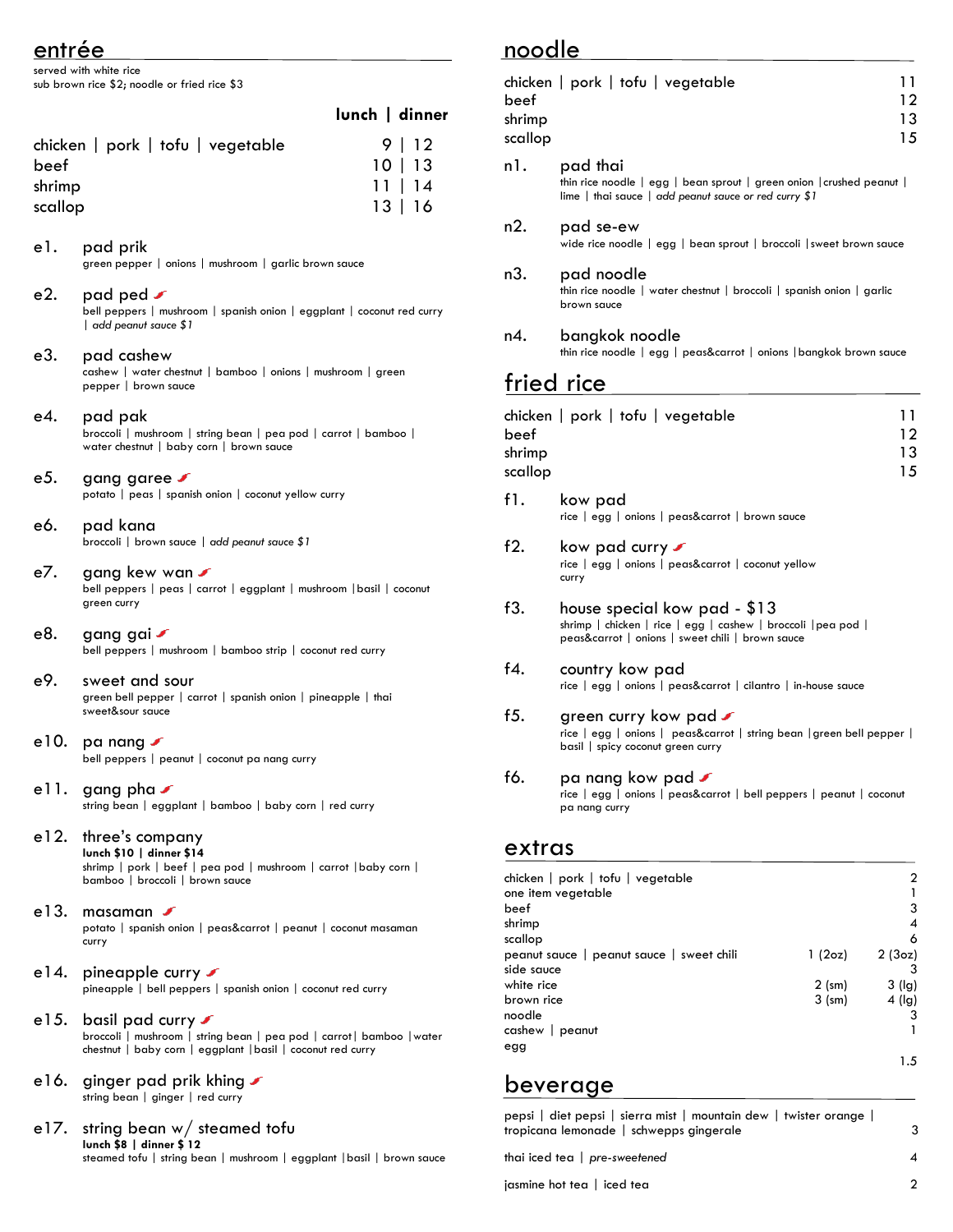## entrée

served with white rice
sub brown rice $2; noodle or fried rice $3

| | lunch | dinner |
|---|---|---|
| chicken \| pork \| tofu \| vegetable | 9 | 12 |
| beef | 10 | 13 |
| shrimp | 11 | 14 |
| scallop | 13 | 16 |

**e1. pad prik**
green pepper | onions | mushroom | garlic brown sauce

**e2. pad ped**
bell peppers | mushroom | spanish onion | eggplant | coconut red curry | *add peanut sauce $1*

**e3. pad cashew**
cashew | water chestnut | bamboo | onions | mushroom | green pepper | brown sauce

**e4. pad pak**
broccoli | mushroom | string bean | pea pod | carrot | bamboo | water chestnut | baby corn | brown sauce

**e5. gang garee**
potato | peas | spanish onion | coconut yellow curry

**e6. pad kana**
broccoli | brown sauce | *add peanut sauce $1*

**e7. gang kew wan**
bell peppers | peas | carrot | eggplant | mushroom | basil | coconut green curry

**e8. gang gai**
bell peppers | mushroom | bamboo strip | coconut red curry

**e9. sweet and sour**
green bell pepper | carrot | spanish onion | pineapple | thai sweet&sour sauce

**e10. pa nang**
bell peppers | peanut | coconut pa nang curry

**e11. gang pha**
string bean | eggplant | bamboo | baby corn | red curry

**e12. three's company**
**lunch $10 | dinner $14**
shrimp | pork | beef | pea pod | mushroom | carrot | baby corn | bamboo | broccoli | brown sauce

**e13. masaman**
potato | spanish onion | peas&carrot | peanut | coconut masaman curry

**e14. pineapple curry**
pineapple | bell peppers | spanish onion | coconut red curry

**e15. basil pad curry**
broccoli | mushroom | string bean | pea pod | carrot | bamboo | water chestnut | baby corn | eggplant | basil | coconut red curry

**e16. ginger pad prik khing**
string bean | ginger | red curry

**e17. string bean w/ steamed tofu**
**lunch $8 | dinner $ 12**
steamed tofu | string bean | mushroom | eggplant | basil | brown sauce

## noodle

| | |
|---|---|
| chicken \| pork \| tofu \| vegetable | 11 |
| beef | 12 |
| shrimp | 13 |
| scallop | 15 |

**n1. pad thai**
thin rice noodle | egg | bean sprout | green onion | crushed peanut | lime | thai sauce | *add peanut sauce or red curry $1*

**n2. pad se-ew**
wide rice noodle | egg | bean sprout | broccoli | sweet brown sauce

**n3. pad noodle**
thin rice noodle | water chestnut | broccoli | spanish onion | garlic brown sauce

**n4. bangkok noodle**
thin rice noodle | egg | peas&carrot | onions | bangkok brown sauce

## fried rice

| | |
|---|---|
| chicken \| pork \| tofu \| vegetable | 11 |
| beef | 12 |
| shrimp | 13 |
| scallop | 15 |

**f1. kow pad**
rice | egg | onions | peas&carrot | brown sauce

**f2. kow pad curry**
rice | egg | onions | peas&carrot | coconut yellow curry

**f3. house special kow pad - $13**
shrimp | chicken | rice | egg | cashew | broccoli | pea pod | peas&carrot | onions | sweet chili | brown sauce

**f4. country kow pad**
rice | egg | onions | peas&carrot | cilantro | in-house sauce

**f5. green curry kow pad**
rice | egg | onions | peas&carrot | string bean | green bell pepper | basil | spicy coconut green curry

**f6. pa nang kow pad**
rice | egg | onions | peas&carrot | bell peppers | peanut | coconut pa nang curry

## extras

| | | |
|---|---|---|
| chicken \| pork \| tofu \| vegetable | | 2 |
| one item vegetable | | 1 |
| beef | | 3 |
| shrimp | | 4 |
| scallop | | 6 |
| peanut sauce \| peanut sauce \| sweet chili | 1 (2oz) | 2 (3oz) |
| side sauce | | 3 |
| white rice | 2 (sm) | 3 (lg) |
| brown rice | 3 (sm) | 4 (lg) |
| noodle | | 3 |
| cashew \| peanut | | 1 |
| egg | | 1.5 |

## beverage

| | |
|---|---|
| pepsi \| diet pepsi \| sierra mist \| mountain dew \| twister orange \| tropicana lemonade \| schwepps gingerale | 3 |
| thai iced tea \| *pre-sweetened* | 4 |
| jasmine hot tea \| iced tea | 2 |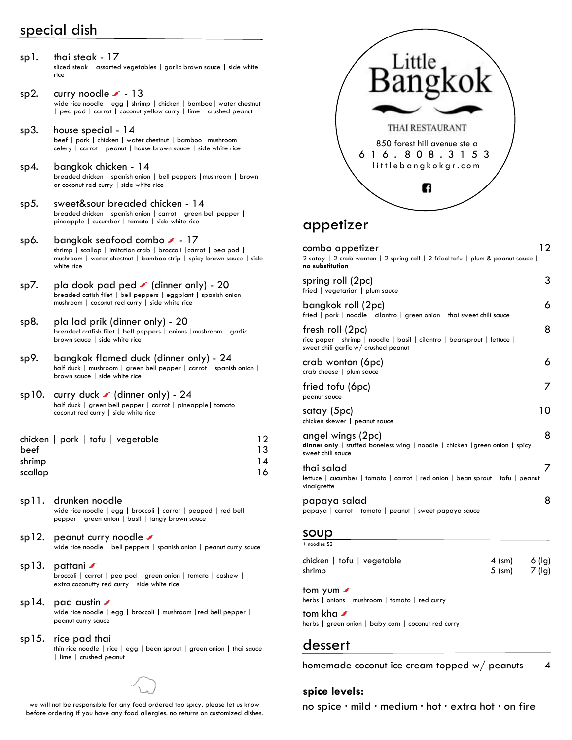## special dish

**sp1. thai steak - 17**
sliced steak | assorted vegetables | garlic brown sauce | side white rice

**sp2. curry noodle 🌶 - 13**
wide rice noodle | egg | shrimp | chicken | bamboo | water chestnut | pea pod | carrot | coconut yellow curry | lime | crushed peanut

**sp3. house special - 14**
beef | pork | chicken | water chestnut | bamboo | mushroom | celery | carrot | peanut | house brown sauce | side white rice

**sp4. bangkok chicken - 14**
breaded chicken | spanish onion | bell peppers | mushroom | brown or coconut red curry | side white rice

**sp5. sweet&sour breaded chicken - 14**
breaded chicken | spanish onion | carrot | green bell pepper | pineapple | cucumber | tomato | side white rice

**sp6. bangkok seafood combo 🌶 - 17**
shrimp | scallop | imitation crab | broccoli | carrot | pea pod | mushroom | water chestnut | bamboo strip | spicy brown sauce | side white rice

**sp7. pla dook pad ped 🌶 (dinner only) - 20**
breaded catfish filet | bell peppers | eggplant | spanish onion | mushroom | coconut red curry | side white rice

**sp8. pla lad prik (dinner only) - 20**
breaded catfish filet | bell peppers | onions | mushroom | garlic brown sauce | side white rice

**sp9. bangkok flamed duck (dinner only) - 24**
half duck | mushroom | green bell pepper | carrot | spanish onion | brown sauce | side white rice

**sp10. curry duck 🌶 (dinner only) - 24**
half duck | green bell pepper | carrot | pineapple | tomato | coconut red curry | side white rice

| | |
|---|---|
| chicken \| pork \| tofu \| vegetable | 12 |
| beef | 13 |
| shrimp | 14 |
| scallop | 16 |

**sp11. drunken noodle**
wide rice noodle | egg | broccoli | carrot | peapod | red bell pepper | green onion | basil | tangy brown sauce

**sp12. peanut curry noodle 🌶**
wide rice noodle | bell peppers | spanish onion | peanut curry sauce

**sp13. pattani 🌶**
broccoli | carrot | pea pod | green onion | tomato | cashew | extra coconutty red curry | side white rice

**sp14. pad austin 🌶**
wide rice noodle | egg | broccoli | mushroom | red bell pepper | peanut curry sauce

**sp15. rice pad thai**
thin rice noodle | rice | egg | bean sprout | green onion | thai sauce | lime | crushed peanut

we will not be responsible for any food ordered too spicy. please let us know before ordering if you have any food allergies. no returns on customized dishes.

# Little Bangkok

THAI RESTAURANT

850 forest hill avenue ste a
616.808.3153
littlebangkokgr.com

## appetizer

**combo appetizer - 12**
2 satay | 2 crab wonton | 2 spring roll | 2 fried tofu | plum & peanut sauce | **no substitution**

**spring roll (2pc) - 3**
fried | vegetarian | plum sauce

**bangkok roll (2pc) - 6**
fried | pork | noodle | cilantro | green onion | thai sweet chili sauce

**fresh roll (2pc) - 8**
rice paper | shrimp | noodle | basil | cilantro | beansprout | lettuce | sweet chili garlic w/ crushed peanut

**crab wonton (6pc) - 6**
crab cheese | plum sauce

**fried tofu (6pc) - 7**
peanut sauce

**satay (5pc) - 10**
chicken skewer | peanut sauce

**angel wings (2pc) - 8**
**dinner only** | stuffed boneless wing | noodle | chicken | green onion | spicy sweet chili sauce

**thai salad - 7**
lettuce | cucumber | tomato | carrot | red onion | bean sprout | tofu | peanut vinaigrette

**papaya salad - 8**
papaya | carrot | tomato | peanut | sweet papaya sauce

## soup

+ noodles $2

| | | |
|---|---|---|
| chicken \| tofu \| vegetable | 4 (sm) | 6 (lg) |
| shrimp | 5 (sm) | 7 (lg) |

**tom yum 🌶**
herbs | onions | mushroom | tomato | red curry

**tom kha 🌶**
herbs | green onion | baby corn | coconut red curry

## dessert

homemade coconut ice cream topped w/ peanuts - 4

**spice levels:**
no spice · mild · medium · hot · extra hot · on fire